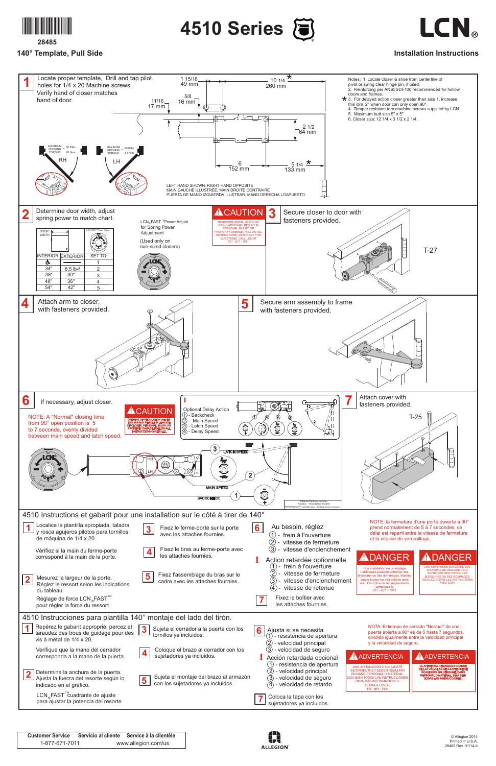28485

**140° Template, Pull Side**

# 4510 Series

# LCN®

**Installation Instructions**

## 1

Locate proper template, Drill and tap pilot holes for 1/4 x 20 Machine screws. Verify hand of closer matches hand of door.

1 15/16
49 mm

10 1/4 *
260 mm

5/8
16 mm

11/16
17 mm

2 1/2
64 mm

6
152 mm

5 1/4 *
133 mm

MAXIMUM OPENING TORQUE = 60 ft/lbs 81 N-m

RH

LH

LEFT HAND SHOWN, RIGHT HAND OPPOSITE
MAIN GAUCHE ILLUSTRÉE, MAIN DROITE CONTRAIRE
PUERTA DE MANO IZQUIERDA ILUSTRAR, MANO DERECHA LOAPUESTO

Notes:
1. Locate closer & shoe from centerline of pivot or swing clear hinge pin, if used.
2. Reinforcing per ANSI/SDI-100 recommended for hollow doors and frames.
* 3. For delayed action closer greater than size 1, increase this dim. 2" when door can only open 90°.
4. Tamper resistant torx machine screws supplied by LCN.
5. Maximum butt size 5" x 5".
6. Closer size: 12 1/4 x 3 1/2 x 2 1/4.

## 2

Determine door width, adjust spring power to match chart.

LCN® FAST™ Power Adjust for Spring Power Adjustment

(Used only on non-sized closers)

| DOOR WIDTH | | LCN FAST Power Adjust |
|---|---|---|
| INTERIOR | EXTERIOR | SET TO: |
| ♿ | | 1 |
| 34" | 8.5 lb-f | 2 |
| 38" | 30" | 3 |
| 48" | 36" | 4 |
| 54" | 42" | 5 |

**⚠CAUTION**

IMPROPER INSTALLATION OR REGULATION MAY RESULT IN PERSONAL INJURY OR PROPERTY DAMAGE. FOLLOW ALL INSTRUCTIONS CAREFULLY. FOR QUESTIONS, CALL LCN AT 877 - 671 - 7011

## 3

Secure closer to door with fasteners provided.

T-27

## 4

Attach arm to closer, with fasteners provided.

## 5

Secure arm assembly to frame with fasteners provided.

## 6

If necessary, adjust closer.

NOTE: A "Normal" closing time from 90° open position is 5 to 7 seconds, evenly divided between main speed and latch speed.

**⚠CAUTION**

OPENING OR REGULATION VALVES TOO FAR MAY RESULT IN LEAKAGE OF CLOSER, PERSONAL INJURY OR PROPERTY DAMAGE. FOLLOW ALL INSTRUCTIONS CAREFULLY.

I Optional Delay Action
1 - Backcheck
2 - Main Speed
3 - Latch Speed
4 - Delay Speed

LATCH SPEED

MAIN SPEED

BACKCHECK

Patents Pending include Register - Installation System
PROPRIETARY: LCN Division Schlage Lock Company

## 7

Attach cover with fasteners provided.

T-25

## 4510 Instructions et gabarit pour une installation sur le côté à tirer de 140°

**1** Localice la plantilla apropiada, taladra y rosca agujeros pilotos para tornillos de máquina de 1/4 x 20.

Vérifiez que la main du ferme-porte correspond à la main de la porte.

**2** Mesurez la largeur de la porte. Réglez le ressort selon les indications du tableau.

Réglage de force LCN® FAST™ pour régler la force du ressort

**3** Fixez le ferme-porte sur la porte avec les attaches fournies.

**4** Fixez le bras au ferme-porte avec les attaches fournies.

**5** Fixez l'assemblage du bras sur le cadre avec les attaches fournies.

**6** Au besoin, réglez
1 - frein à l'ouverture
2 - vitesse de fermeture
3 - vitesse d'enclenchement

I Action retardée optionnelle
1 - frein à l'ouverture
2 - vitesse de fermeture
3 - vitesse d'enclenchement
4 - vitesse de retenue

**7** Fixez le boîtier avec les attaches fournies.

NOTE: la fermeture d'une porte ouverte à 90° prend normalement de 5 à 7 secondes, ce délai est réparti entre la vitesse de fermeture et la vitesse de verrouillage.

**⚠DANGER**

Une installation ou un réglage inadéquats peuvent entraîner des blessures ou des dommages. Veuillez suivre toutes les instructions avec soin. Pour plus de renseignements, composez le 877 - 671 - 7011

**⚠DANGER**

UNE OUVERTURE EXAGÉRÉE DES SOUPAPES DE RÉGLAGE PEUT ENTRAÎNER DES FUITES, DES BLESSURES OU DES DOMMAGES. VEUILLEZ SUIVRE LES INSTRUCTIONS AVEC SOIN.

## 4510 Instrucciones para plantilla 140° montaje del lado del tirón.

**1** Repérez le gabarit approprié, percez et taraudez des trous de guidage pour des vis à métal de 1/4 x 20.

Verifique que la mano del cerrador corresponda a la mano de la puerta.

**2** Determina la anchura de la puerta. Ajusta la fuerza del resorte según lo indicado en el gráfico.

LCN® FAST™ cuadrante de ajuste para ajustar la potencia del resorte

**3** Sujeta el cerrador a la puerta con los tornillos ya incluidos.

**4** Coloque el brazo al cerrador con los sujetadores ya incluidos.

**5** Sujeta el montaje del brazo al armazón con los sujetadores ya incluidos.

**6** Ajusta si se necesita
1 - resistencia de apertura
2 - velocidad principal
3 - velocidad de seguro

I Acción retardada opcional
1 - resistencia de apertura
2 - velocidad principal
3 - velocidad de seguro
4 - velocidad de retardo

**7** Coloca la tapa con los sujetadores ya incluidos.

NOTA: El tiempo de cerrado "Normal" de una puerta abierta a 90° es de 5 hasta 7 segundos, dividido igualmente entre la velocidad principal y la velocidad de seguro.

**⚠ADVERTENCIA**

UNA INSTALACIÓN O UN AJUSTE INCORRECTOS PUEDEN RESULTAR EN DAÑO PERSONAL O MATERIAL. SIGA BIEN TODAS LAS INSTRUCCIONES. PARA MÁS INFORMACIONES, LLAMA A LCN AL 877 - 671 - 7011

**⚠ADVERTENCIA**

LA APERTURA DEMASIADO GRANDE DE LAS VÁLVULAS DE AJUSTE PUEDE OCASIONAR UN DERRAME, DAÑO PERSONAL O MATERIAL. SIGA BIEN TODAS LAS INSTRUCCIONES.

| Customer Service | Servicio al cliente | Service à la clientèle |
|---|---|---|
| 1-877-671-7011 | www.allegion.com/us | |

ALLEGION

© Allegion 2014
Printed in U.S.A.
28485 Rev. 01/14-d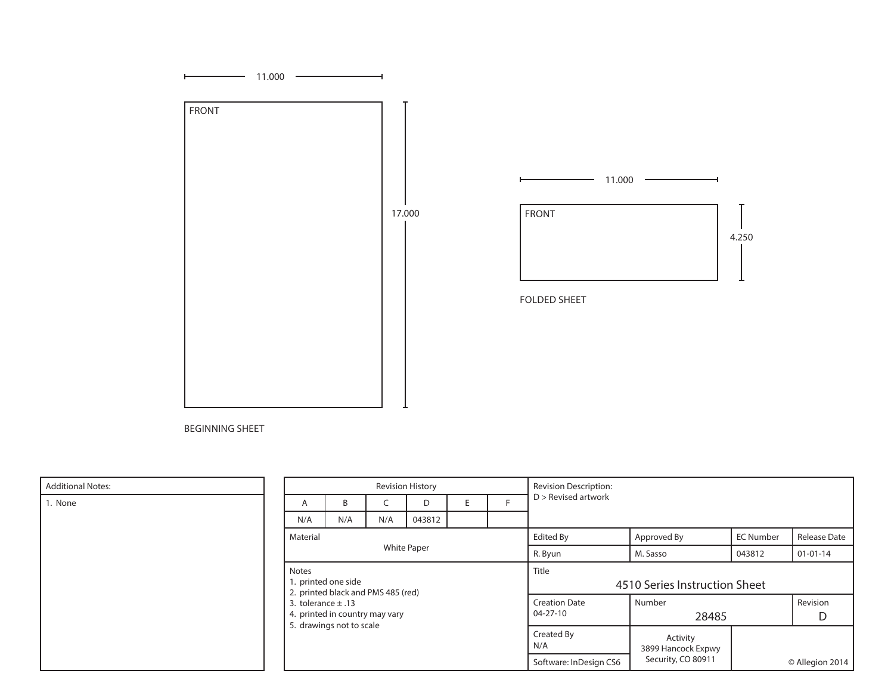11.000

FRONT

17.000

BEGINNING SHEET

11.000

FRONT

4.250

FOLDED SHEET

Additional Notes:

1. None

| Revision History | | | | | |
|---|---|---|---|---|---|
| A | B | C | D | E | F |
| N/A | N/A | N/A | 043812 | | |

Revision Description:
D > Revised artwork

Material
White Paper

| Edited By | Approved By | EC Number | Release Date |
|---|---|---|---|
| R. Byun | M. Sasso | 043812 | 01-01-14 |

Notes
1. printed one side
2. printed black and PMS 485 (red)
3. tolerance ± .13
4. printed in country may vary
5. drawings not to scale

Title
4510 Series Instruction Sheet

| Creation Date | Number | Revision |
|---|---|---|
| 04-27-10 | 28485 | D |

Created By
N/A

Software: InDesign CS6

Activity
3899 Hancock Expwy
Security, CO 80911

© Allegion 2014